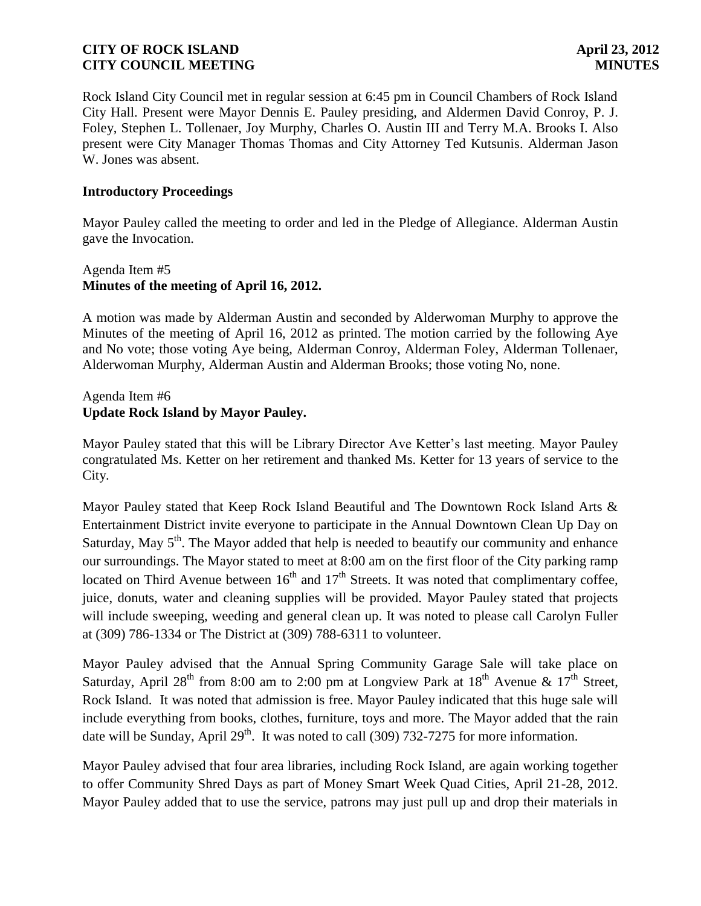Rock Island City Council met in regular session at 6:45 pm in Council Chambers of Rock Island City Hall. Present were Mayor Dennis E. Pauley presiding, and Aldermen David Conroy, P. J. Foley, Stephen L. Tollenaer, Joy Murphy, Charles O. Austin III and Terry M.A. Brooks I. Also present were City Manager Thomas Thomas and City Attorney Ted Kutsunis. Alderman Jason W. Jones was absent.

**Introductory Proceedings**

Mayor Pauley called the meeting to order and led in the Pledge of Allegiance. Alderman Austin gave the Invocation.

Agenda Item #5
**Minutes of the meeting of April 16, 2012.**

A motion was made by Alderman Austin and seconded by Alderwoman Murphy to approve the Minutes of the meeting of April 16, 2012 as printed. The motion carried by the following Aye and No vote; those voting Aye being, Alderman Conroy, Alderman Foley, Alderman Tollenaer, Alderwoman Murphy, Alderman Austin and Alderman Brooks; those voting No, none.

Agenda Item #6
**Update Rock Island by Mayor Pauley.**

Mayor Pauley stated that this will be Library Director Ave Ketter's last meeting. Mayor Pauley congratulated Ms. Ketter on her retirement and thanked Ms. Ketter for 13 years of service to the City.

Mayor Pauley stated that Keep Rock Island Beautiful and The Downtown Rock Island Arts & Entertainment District invite everyone to participate in the Annual Downtown Clean Up Day on Saturday, May 5th. The Mayor added that help is needed to beautify our community and enhance our surroundings. The Mayor stated to meet at 8:00 am on the first floor of the City parking ramp located on Third Avenue between 16th and 17th Streets. It was noted that complimentary coffee, juice, donuts, water and cleaning supplies will be provided. Mayor Pauley stated that projects will include sweeping, weeding and general clean up. It was noted to please call Carolyn Fuller at (309) 786-1334 or The District at (309) 788-6311 to volunteer.

Mayor Pauley advised that the Annual Spring Community Garage Sale will take place on Saturday, April 28th from 8:00 am to 2:00 pm at Longview Park at 18th Avenue & 17th Street, Rock Island. It was noted that admission is free. Mayor Pauley indicated that this huge sale will include everything from books, clothes, furniture, toys and more. The Mayor added that the rain date will be Sunday, April 29th. It was noted to call (309) 732-7275 for more information.

Mayor Pauley advised that four area libraries, including Rock Island, are again working together to offer Community Shred Days as part of Money Smart Week Quad Cities, April 21-28, 2012. Mayor Pauley added that to use the service, patrons may just pull up and drop their materials in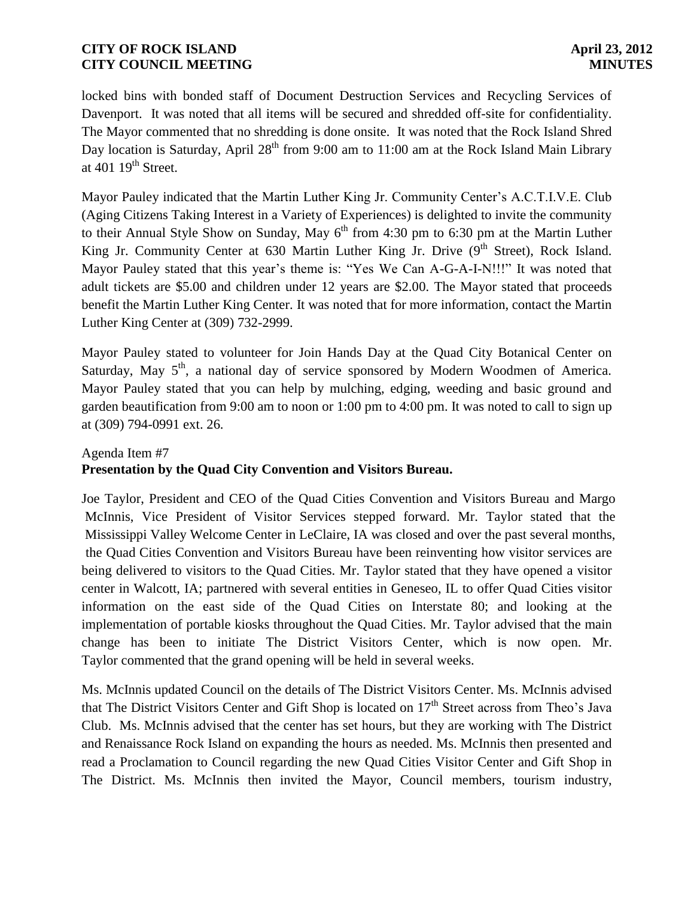locked bins with bonded staff of Document Destruction Services and Recycling Services of Davenport. It was noted that all items will be secured and shredded off-site for confidentiality. The Mayor commented that no shredding is done onsite. It was noted that the Rock Island Shred Day location is Saturday, April 28th from 9:00 am to 11:00 am at the Rock Island Main Library at 401 19th Street.

Mayor Pauley indicated that the Martin Luther King Jr. Community Center's A.C.T.I.V.E. Club (Aging Citizens Taking Interest in a Variety of Experiences) is delighted to invite the community to their Annual Style Show on Sunday, May 6th from 4:30 pm to 6:30 pm at the Martin Luther King Jr. Community Center at 630 Martin Luther King Jr. Drive (9th Street), Rock Island. Mayor Pauley stated that this year's theme is: "Yes We Can A-G-A-I-N!!!" It was noted that adult tickets are $5.00 and children under 12 years are $2.00. The Mayor stated that proceeds benefit the Martin Luther King Center. It was noted that for more information, contact the Martin Luther King Center at (309) 732-2999.

Mayor Pauley stated to volunteer for Join Hands Day at the Quad City Botanical Center on Saturday, May 5th, a national day of service sponsored by Modern Woodmen of America. Mayor Pauley stated that you can help by mulching, edging, weeding and basic ground and garden beautification from 9:00 am to noon or 1:00 pm to 4:00 pm. It was noted to call to sign up at (309) 794-0991 ext. 26.

Agenda Item #7
**Presentation by the Quad City Convention and Visitors Bureau.**

Joe Taylor, President and CEO of the Quad Cities Convention and Visitors Bureau and Margo McInnis, Vice President of Visitor Services stepped forward. Mr. Taylor stated that the Mississippi Valley Welcome Center in LeClaire, IA was closed and over the past several months, the Quad Cities Convention and Visitors Bureau have been reinventing how visitor services are being delivered to visitors to the Quad Cities. Mr. Taylor stated that they have opened a visitor center in Walcott, IA; partnered with several entities in Geneseo, IL to offer Quad Cities visitor information on the east side of the Quad Cities on Interstate 80; and looking at the implementation of portable kiosks throughout the Quad Cities. Mr. Taylor advised that the main change has been to initiate The District Visitors Center, which is now open. Mr. Taylor commented that the grand opening will be held in several weeks.

Ms. McInnis updated Council on the details of The District Visitors Center. Ms. McInnis advised that The District Visitors Center and Gift Shop is located on 17th Street across from Theo's Java Club. Ms. McInnis advised that the center has set hours, but they are working with The District and Renaissance Rock Island on expanding the hours as needed. Ms. McInnis then presented and read a Proclamation to Council regarding the new Quad Cities Visitor Center and Gift Shop in The District. Ms. McInnis then invited the Mayor, Council members, tourism industry,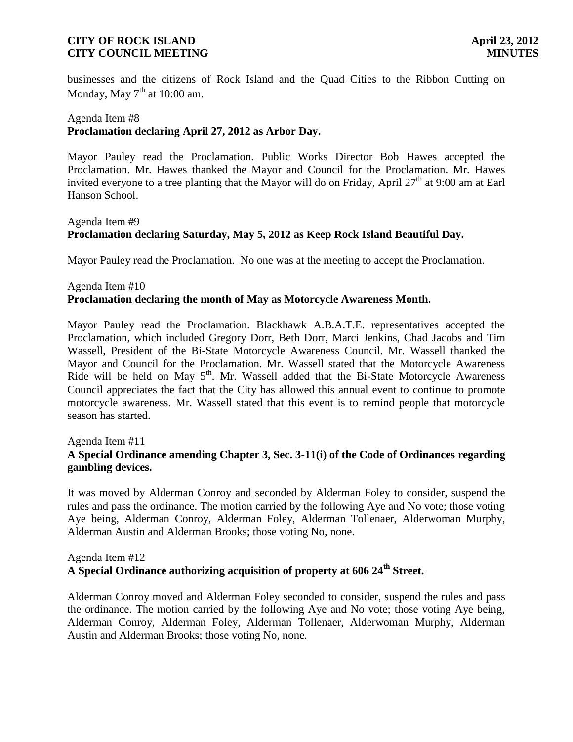businesses and the citizens of Rock Island and the Quad Cities to the Ribbon Cutting on Monday, May 7th at 10:00 am.

Agenda Item #8
**Proclamation declaring April 27, 2012 as Arbor Day.**

Mayor Pauley read the Proclamation. Public Works Director Bob Hawes accepted the Proclamation. Mr. Hawes thanked the Mayor and Council for the Proclamation. Mr. Hawes invited everyone to a tree planting that the Mayor will do on Friday, April 27th at 9:00 am at Earl Hanson School.

Agenda Item #9
**Proclamation declaring Saturday, May 5, 2012 as Keep Rock Island Beautiful Day.**

Mayor Pauley read the Proclamation. No one was at the meeting to accept the Proclamation.

Agenda Item #10
**Proclamation declaring the month of May as Motorcycle Awareness Month.**

Mayor Pauley read the Proclamation. Blackhawk A.B.A.T.E. representatives accepted the Proclamation, which included Gregory Dorr, Beth Dorr, Marci Jenkins, Chad Jacobs and Tim Wassell, President of the Bi-State Motorcycle Awareness Council. Mr. Wassell thanked the Mayor and Council for the Proclamation. Mr. Wassell stated that the Motorcycle Awareness Ride will be held on May 5th. Mr. Wassell added that the Bi-State Motorcycle Awareness Council appreciates the fact that the City has allowed this annual event to continue to promote motorcycle awareness. Mr. Wassell stated that this event is to remind people that motorcycle season has started.

Agenda Item #11
**A Special Ordinance amending Chapter 3, Sec. 3-11(i) of the Code of Ordinances regarding gambling devices.**

It was moved by Alderman Conroy and seconded by Alderman Foley to consider, suspend the rules and pass the ordinance. The motion carried by the following Aye and No vote; those voting Aye being, Alderman Conroy, Alderman Foley, Alderman Tollenaer, Alderwoman Murphy, Alderman Austin and Alderman Brooks; those voting No, none.

Agenda Item #12
**A Special Ordinance authorizing acquisition of property at 606 24th Street.**

Alderman Conroy moved and Alderman Foley seconded to consider, suspend the rules and pass the ordinance. The motion carried by the following Aye and No vote; those voting Aye being, Alderman Conroy, Alderman Foley, Alderman Tollenaer, Alderwoman Murphy, Alderman Austin and Alderman Brooks; those voting No, none.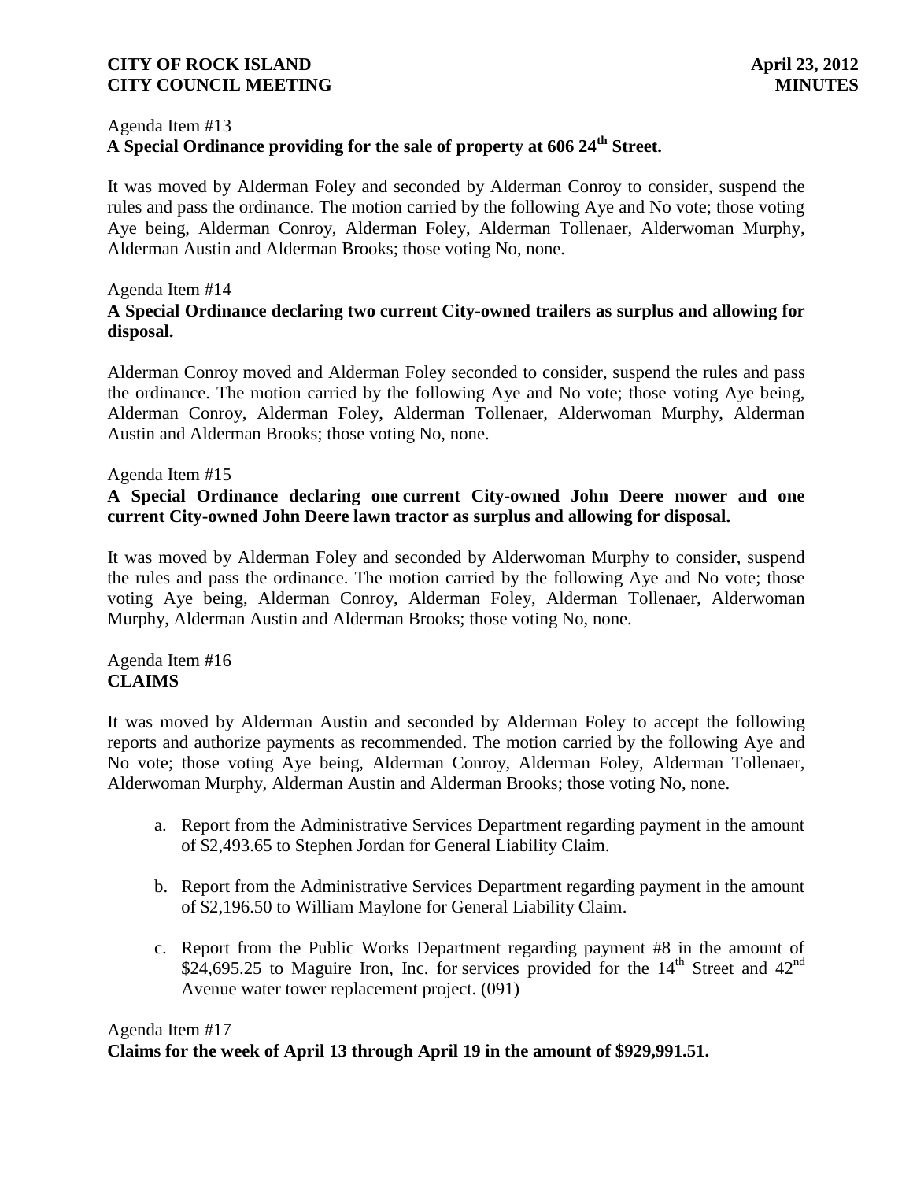Agenda Item #13
**A Special Ordinance providing for the sale of property at 606 24th Street.**

It was moved by Alderman Foley and seconded by Alderman Conroy to consider, suspend the rules and pass the ordinance. The motion carried by the following Aye and No vote; those voting Aye being, Alderman Conroy, Alderman Foley, Alderman Tollenaer, Alderwoman Murphy, Alderman Austin and Alderman Brooks; those voting No, none.

Agenda Item #14
**A Special Ordinance declaring two current City-owned trailers as surplus and allowing for disposal.**

Alderman Conroy moved and Alderman Foley seconded to consider, suspend the rules and pass the ordinance. The motion carried by the following Aye and No vote; those voting Aye being, Alderman Conroy, Alderman Foley, Alderman Tollenaer, Alderwoman Murphy, Alderman Austin and Alderman Brooks; those voting No, none.

Agenda Item #15
**A Special Ordinance declaring one current City-owned John Deere mower and one current City-owned John Deere lawn tractor as surplus and allowing for disposal.**

It was moved by Alderman Foley and seconded by Alderwoman Murphy to consider, suspend the rules and pass the ordinance. The motion carried by the following Aye and No vote; those voting Aye being, Alderman Conroy, Alderman Foley, Alderman Tollenaer, Alderwoman Murphy, Alderman Austin and Alderman Brooks; those voting No, none.

Agenda Item #16
**CLAIMS**

It was moved by Alderman Austin and seconded by Alderman Foley to accept the following reports and authorize payments as recommended. The motion carried by the following Aye and No vote; those voting Aye being, Alderman Conroy, Alderman Foley, Alderman Tollenaer, Alderwoman Murphy, Alderman Austin and Alderman Brooks; those voting No, none.

a. Report from the Administrative Services Department regarding payment in the amount of $2,493.65 to Stephen Jordan for General Liability Claim.

b. Report from the Administrative Services Department regarding payment in the amount of $2,196.50 to William Maylone for General Liability Claim.

c. Report from the Public Works Department regarding payment #8 in the amount of $24,695.25 to Maguire Iron, Inc. for services provided for the 14th Street and 42nd Avenue water tower replacement project. (091)

Agenda Item #17
**Claims for the week of April 13 through April 19 in the amount of $929,991.51.**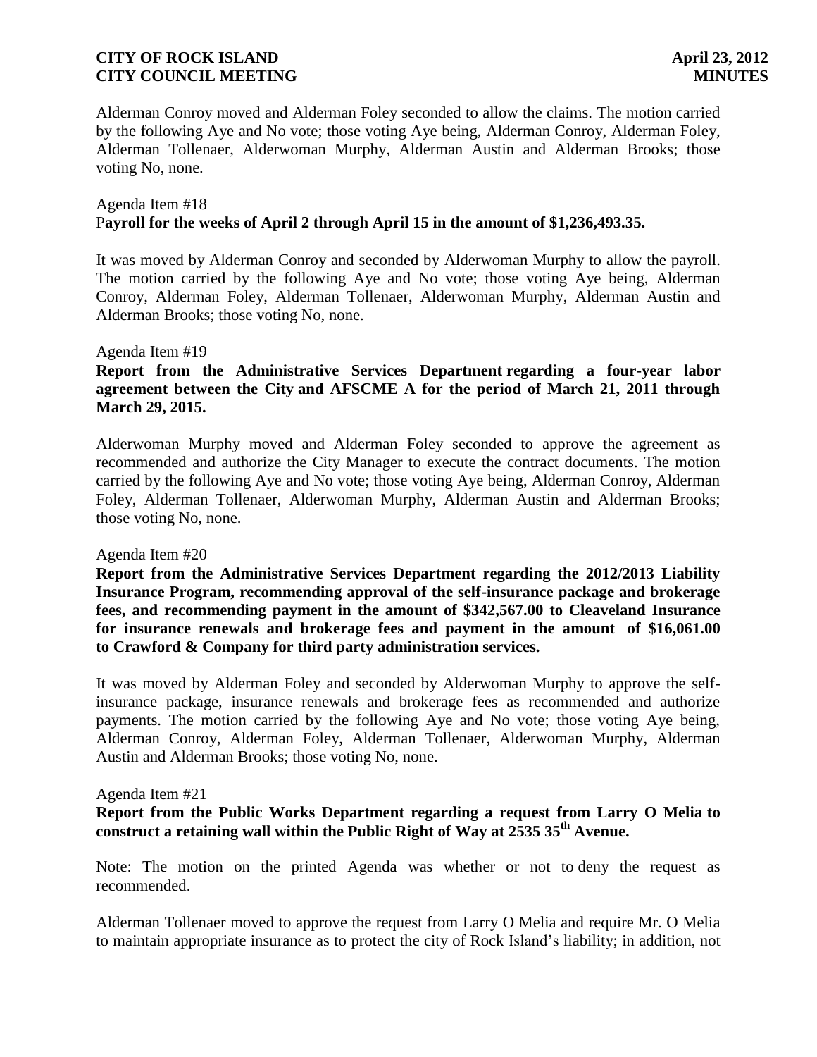Alderman Conroy moved and Alderman Foley seconded to allow the claims. The motion carried by the following Aye and No vote; those voting Aye being, Alderman Conroy, Alderman Foley, Alderman Tollenaer, Alderwoman Murphy, Alderman Austin and Alderman Brooks; those voting No, none.

Agenda Item #18
**Payroll for the weeks of April 2 through April 15 in the amount of $1,236,493.35.**

It was moved by Alderman Conroy and seconded by Alderwoman Murphy to allow the payroll. The motion carried by the following Aye and No vote; those voting Aye being, Alderman Conroy, Alderman Foley, Alderman Tollenaer, Alderwoman Murphy, Alderman Austin and Alderman Brooks; those voting No, none.

Agenda Item #19
**Report from the Administrative Services Department regarding a four-year labor agreement between the City and AFSCME A for the period of March 21, 2011 through March 29, 2015.**

Alderwoman Murphy moved and Alderman Foley seconded to approve the agreement as recommended and authorize the City Manager to execute the contract documents. The motion carried by the following Aye and No vote; those voting Aye being, Alderman Conroy, Alderman Foley, Alderman Tollenaer, Alderwoman Murphy, Alderman Austin and Alderman Brooks; those voting No, none.

Agenda Item #20
**Report from the Administrative Services Department regarding the 2012/2013 Liability Insurance Program, recommending approval of the self-insurance package and brokerage fees, and recommending payment in the amount of $342,567.00 to Cleaveland Insurance for insurance renewals and brokerage fees and payment in the amount of $16,061.00 to Crawford & Company for third party administration services.**

It was moved by Alderman Foley and seconded by Alderwoman Murphy to approve the self-insurance package, insurance renewals and brokerage fees as recommended and authorize payments. The motion carried by the following Aye and No vote; those voting Aye being, Alderman Conroy, Alderman Foley, Alderman Tollenaer, Alderwoman Murphy, Alderman Austin and Alderman Brooks; those voting No, none.

Agenda Item #21
**Report from the Public Works Department regarding a request from Larry O Melia to construct a retaining wall within the Public Right of Way at 2535 35th Avenue.**

Note: The motion on the printed Agenda was whether or not to deny the request as recommended.

Alderman Tollenaer moved to approve the request from Larry O Melia and require Mr. O Melia to maintain appropriate insurance as to protect the city of Rock Island's liability; in addition, not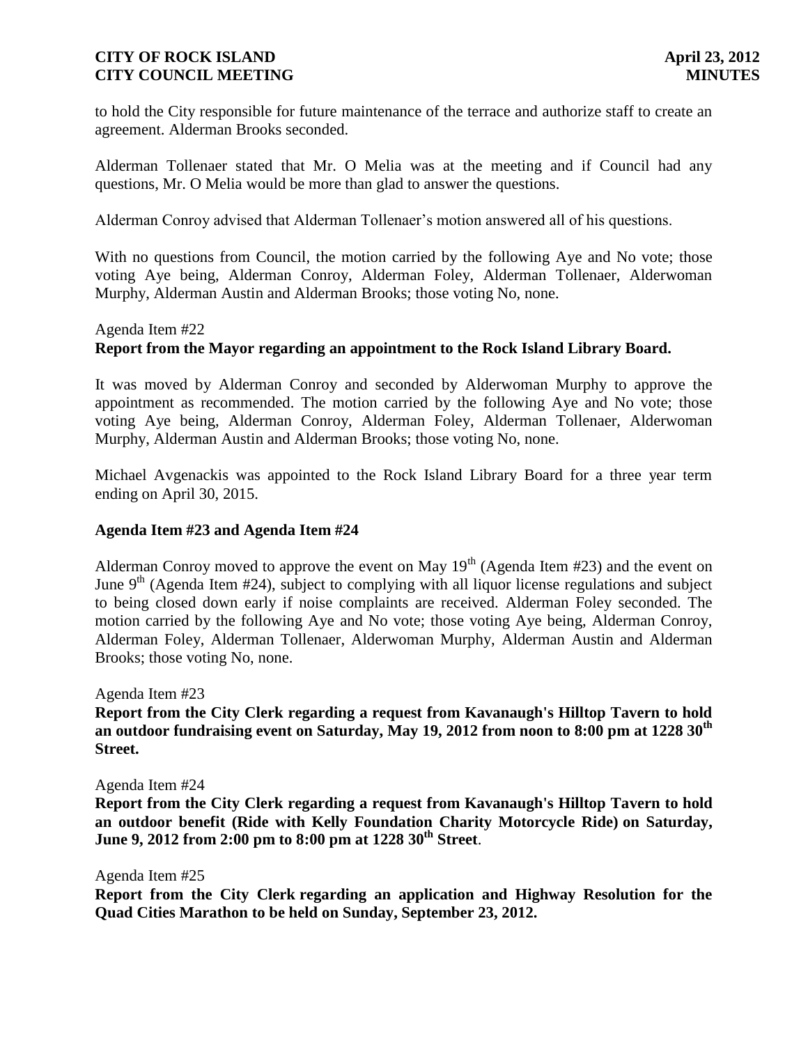to hold the City responsible for future maintenance of the terrace and authorize staff to create an agreement. Alderman Brooks seconded.

Alderman Tollenaer stated that Mr. O Melia was at the meeting and if Council had any questions, Mr. O Melia would be more than glad to answer the questions.

Alderman Conroy advised that Alderman Tollenaer's motion answered all of his questions.

With no questions from Council, the motion carried by the following Aye and No vote; those voting Aye being, Alderman Conroy, Alderman Foley, Alderman Tollenaer, Alderwoman Murphy, Alderman Austin and Alderman Brooks; those voting No, none.

Agenda Item #22
**Report from the Mayor regarding an appointment to the Rock Island Library Board.**

It was moved by Alderman Conroy and seconded by Alderwoman Murphy to approve the appointment as recommended. The motion carried by the following Aye and No vote; those voting Aye being, Alderman Conroy, Alderman Foley, Alderman Tollenaer, Alderwoman Murphy, Alderman Austin and Alderman Brooks; those voting No, none.

Michael Avgenackis was appointed to the Rock Island Library Board for a three year term ending on April 30, 2015.

**Agenda Item #23 and Agenda Item #24**

Alderman Conroy moved to approve the event on May 19th (Agenda Item #23) and the event on June 9th (Agenda Item #24), subject to complying with all liquor license regulations and subject to being closed down early if noise complaints are received. Alderman Foley seconded. The motion carried by the following Aye and No vote; those voting Aye being, Alderman Conroy, Alderman Foley, Alderman Tollenaer, Alderwoman Murphy, Alderman Austin and Alderman Brooks; those voting No, none.

Agenda Item #23
**Report from the City Clerk regarding a request from Kavanaugh's Hilltop Tavern to hold an outdoor fundraising event on Saturday, May 19, 2012 from noon to 8:00 pm at 1228 30th Street.**

Agenda Item #24
**Report from the City Clerk regarding a request from Kavanaugh's Hilltop Tavern to hold an outdoor benefit (Ride with Kelly Foundation Charity Motorcycle Ride) on Saturday, June 9, 2012 from 2:00 pm to 8:00 pm at 1228 30th Street**.

Agenda Item #25
**Report from the City Clerk regarding an application and Highway Resolution for the Quad Cities Marathon to be held on Sunday, September 23, 2012.**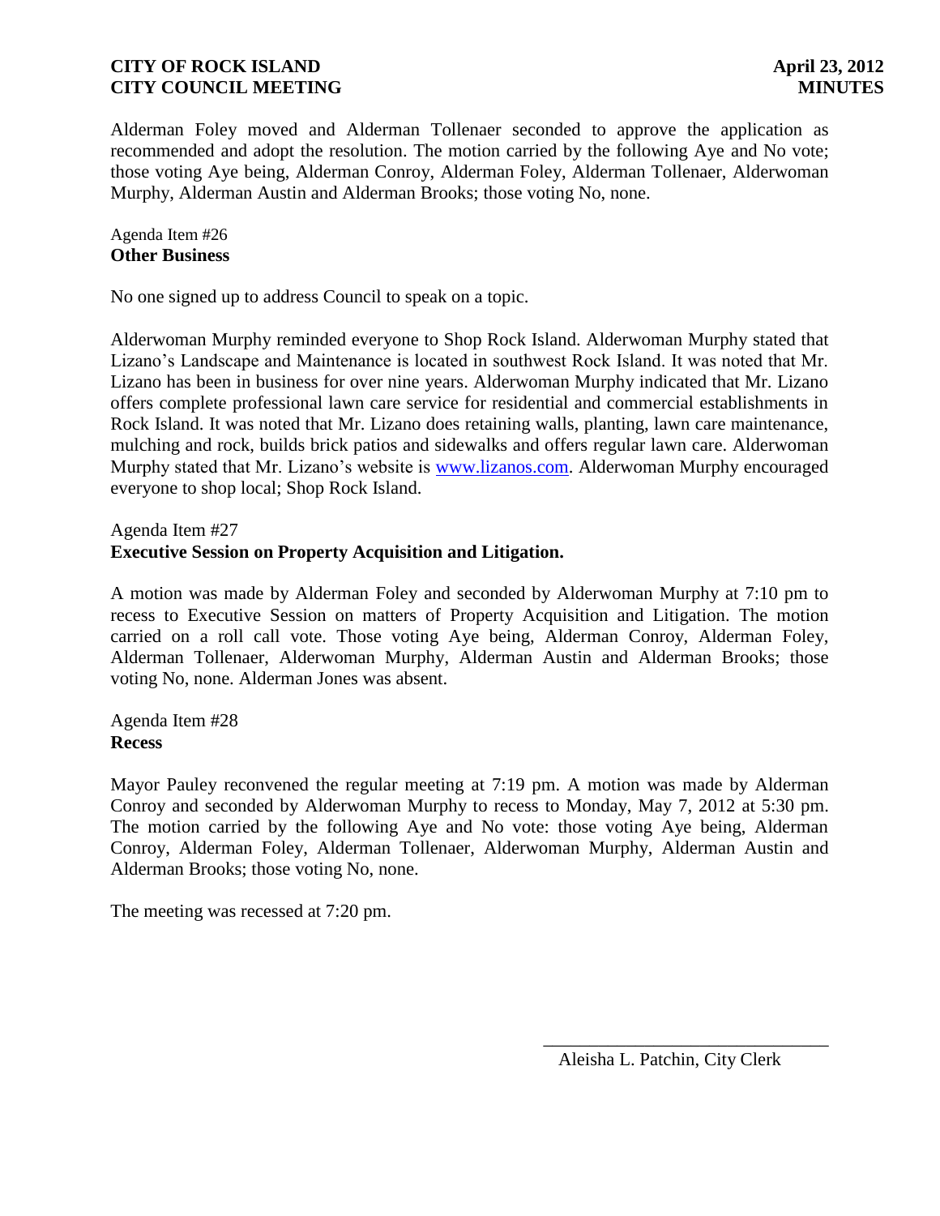Alderman Foley moved and Alderman Tollenaer seconded to approve the application as recommended and adopt the resolution. The motion carried by the following Aye and No vote; those voting Aye being, Alderman Conroy, Alderman Foley, Alderman Tollenaer, Alderwoman Murphy, Alderman Austin and Alderman Brooks; those voting No, none.

Agenda Item #26
**Other Business**

No one signed up to address Council to speak on a topic.

Alderwoman Murphy reminded everyone to Shop Rock Island. Alderwoman Murphy stated that Lizano's Landscape and Maintenance is located in southwest Rock Island. It was noted that Mr. Lizano has been in business for over nine years. Alderwoman Murphy indicated that Mr. Lizano offers complete professional lawn care service for residential and commercial establishments in Rock Island. It was noted that Mr. Lizano does retaining walls, planting, lawn care maintenance, mulching and rock, builds brick patios and sidewalks and offers regular lawn care. Alderwoman Murphy stated that Mr. Lizano's website is www.lizanos.com. Alderwoman Murphy encouraged everyone to shop local; Shop Rock Island.

Agenda Item #27
**Executive Session on Property Acquisition and Litigation.**

A motion was made by Alderman Foley and seconded by Alderwoman Murphy at 7:10 pm to recess to Executive Session on matters of Property Acquisition and Litigation. The motion carried on a roll call vote. Those voting Aye being, Alderman Conroy, Alderman Foley, Alderman Tollenaer, Alderwoman Murphy, Alderman Austin and Alderman Brooks; those voting No, none. Alderman Jones was absent.

Agenda Item #28
**Recess**

Mayor Pauley reconvened the regular meeting at 7:19 pm. A motion was made by Alderman Conroy and seconded by Alderwoman Murphy to recess to Monday, May 7, 2012 at 5:30 pm. The motion carried by the following Aye and No vote: those voting Aye being, Alderman Conroy, Alderman Foley, Alderman Tollenaer, Alderwoman Murphy, Alderman Austin and Alderman Brooks; those voting No, none.

The meeting was recessed at 7:20 pm.

\_\_\_\_\_\_\_\_\_\_\_\_\_\_\_\_\_\_\_\_\_\_\_\_\_\_\_\_\_\_\_\_

Aleisha L. Patchin, City Clerk